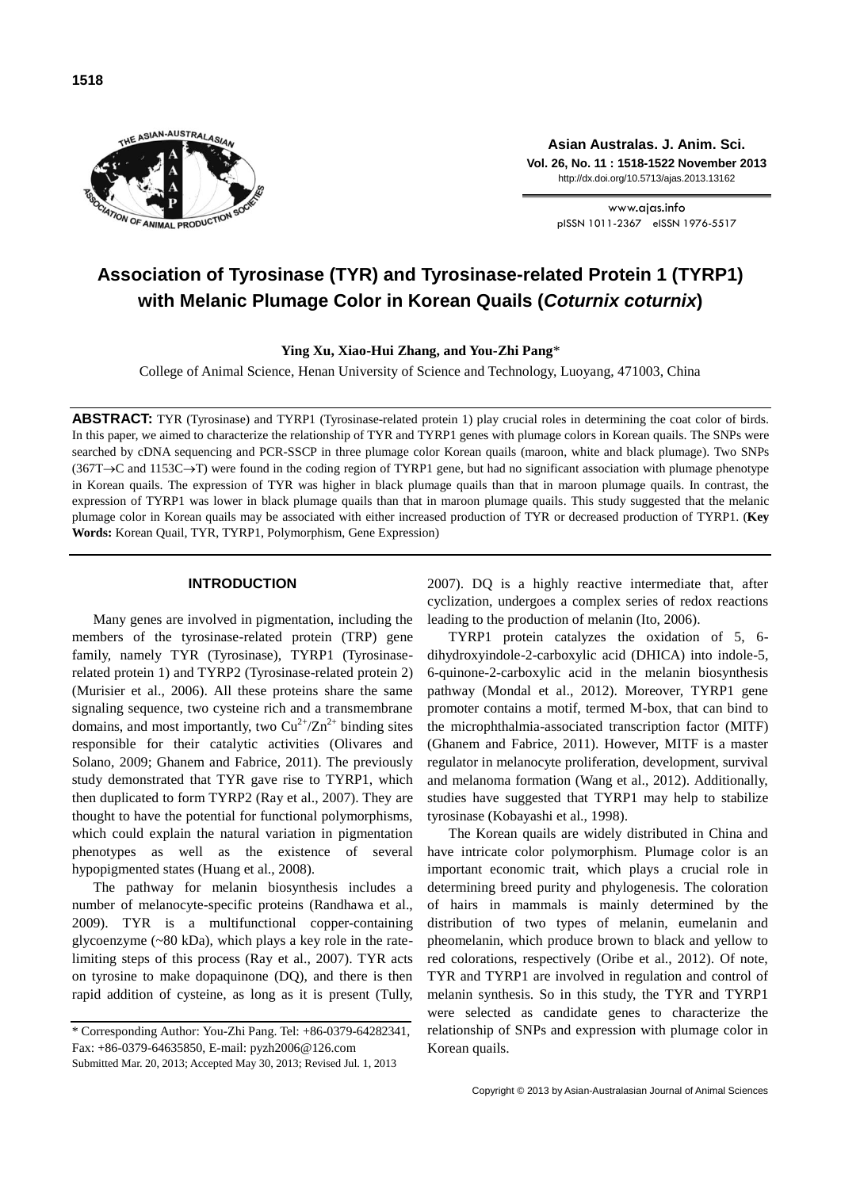# Association of Tyrosinase (TYR) and Tyrosinase-related Protein 1 (TYRP1) with Melanic Plumage Color in Korean Quails (*Coturnix coturnix*)

**Ying Xu, Xiao-Hui Zhang, and You-Zhi Pang***

College of Animal Science, Henan University of Science and Technology, Luoyang, 471003, China

**ABSTRACT:** TYR (Tyrosinase) and TYRP1 (Tyrosinase-related protein 1) play crucial roles in determining the coat color of birds. In this paper, we aimed to characterize the relationship of TYR and TYRP1 genes with plumage colors in Korean quails. The SNPs were searched by cDNA sequencing and PCR-SSCP in three plumage color Korean quails (maroon, white and black plumage). Two SNPs (367T→C and 1153C→T) were found in the coding region of TYRP1 gene, but had no significant association with plumage phenotype in Korean quails. The expression of TYR was higher in black plumage quails than that in maroon plumage quails. In contrast, the expression of TYRP1 was lower in black plumage quails than that in maroon plumage quails. This study suggested that the melanic plumage color in Korean quails may be associated with either increased production of TYR or decreased production of TYRP1. (**Key Words:** Korean Quail, TYR, TYRP1, Polymorphism, Gene Expression)

## INTRODUCTION

Many genes are involved in pigmentation, including the members of the tyrosinase-related protein (TRP) gene family, namely TYR (Tyrosinase), TYRP1 (Tyrosinase-related protein 1) and TYRP2 (Tyrosinase-related protein 2) (Murisier et al., 2006). All these proteins share the same signaling sequence, two cysteine rich and a transmembrane domains, and most importantly, two $Cu^{2+}/Zn^{2+}$ binding sites responsible for their catalytic activities (Olivares and Solano, 2009; Ghanem and Fabrice, 2011). The previously study demonstrated that TYR gave rise to TYRP1, which then duplicated to form TYRP2 (Ray et al., 2007). They are thought to have the potential for functional polymorphisms, which could explain the natural variation in pigmentation phenotypes as well as the existence of several hypopigmented states (Huang et al., 2008).

The pathway for melanin biosynthesis includes a number of melanocyte-specific proteins (Randhawa et al., 2009). TYR is a multifunctional copper-containing glycoenzyme (~80 kDa), which plays a key role in the rate-limiting steps of this process (Ray et al., 2007). TYR acts on tyrosine to make dopaquinone (DQ), and there is then rapid addition of cysteine, as long as it is present (Tully, 2007). DQ is a highly reactive intermediate that, after cyclization, undergoes a complex series of redox reactions leading to the production of melanin (Ito, 2006).

TYRP1 protein catalyzes the oxidation of 5, 6-dihydroxyindole-2-carboxylic acid (DHICA) into indole-5, 6-quinone-2-carboxylic acid in the melanin biosynthesis pathway (Mondal et al., 2012). Moreover, TYRP1 gene promoter contains a motif, termed M-box, that can bind to the microphthalmia-associated transcription factor (MITF) (Ghanem and Fabrice, 2011). However, MITF is a master regulator in melanocyte proliferation, development, survival and melanoma formation (Wang et al., 2012). Additionally, studies have suggested that TYRP1 may help to stabilize tyrosinase (Kobayashi et al., 1998).

The Korean quails are widely distributed in China and have intricate color polymorphism. Plumage color is an important economic trait, which plays a crucial role in determining breed purity and phylogenesis. The coloration of hairs in mammals is mainly determined by the distribution of two types of melanin, eumelanin and pheomelanin, which produce brown to black and yellow to red colorations, respectively (Oribe et al., 2012). Of note, TYR and TYRP1 are involved in regulation and control of melanin synthesis. So in this study, the TYR and TYRP1 were selected as candidate genes to characterize the relationship of SNPs and expression with plumage color in Korean quails.

---

\* Corresponding Author: You-Zhi Pang. Tel: +86-0379-64282341, Fax: +86-0379-64635850, E-mail: pyzh2006@126.com

Submitted Mar. 20, 2013; Accepted May 30, 2013; Revised Jul. 1, 2013

Copyright © 2013 by Asian-Australasian Journal of Animal Sciences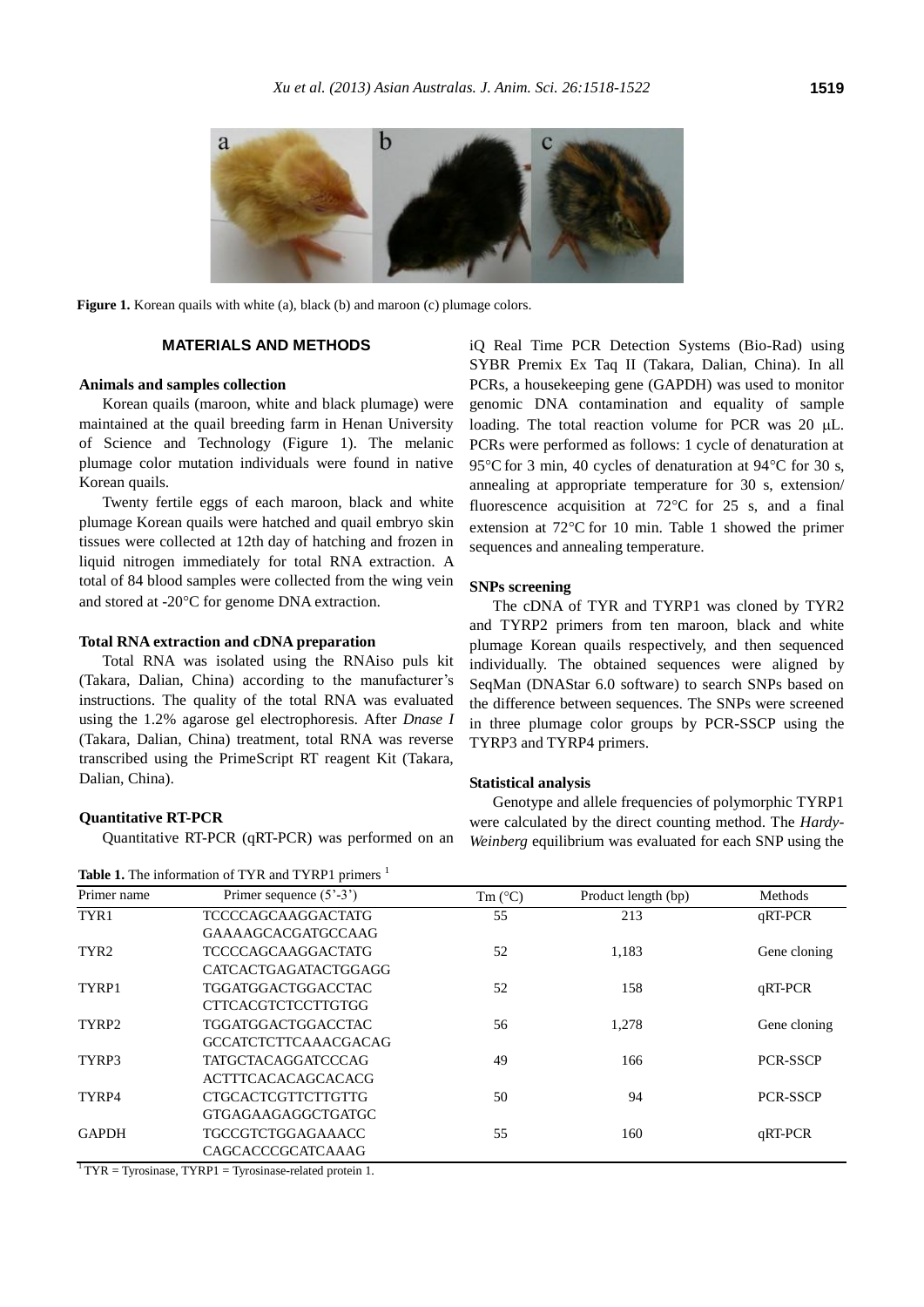Figure 1. Korean quails with white (a), black (b) and maroon (c) plumage colors.

## MATERIALS AND METHODS

### Animals and samples collection

Korean quails (maroon, white and black plumage) were maintained at the quail breeding farm in Henan University of Science and Technology (Figure 1). The melanic plumage color mutation individuals were found in native Korean quails.

Twenty fertile eggs of each maroon, black and white plumage Korean quails were hatched and quail embryo skin tissues were collected at 12th day of hatching and frozen in liquid nitrogen immediately for total RNA extraction. A total of 84 blood samples were collected from the wing vein and stored at -20°C for genome DNA extraction.

### Total RNA extraction and cDNA preparation

Total RNA was isolated using the RNAiso puls kit (Takara, Dalian, China) according to the manufacturer's instructions. The quality of the total RNA was evaluated using the 1.2% agarose gel electrophoresis. After *Dnase I* (Takara, Dalian, China) treatment, total RNA was reverse transcribed using the PrimeScript RT reagent Kit (Takara, Dalian, China).

### Quantitative RT-PCR

Quantitative RT-PCR (qRT-PCR) was performed on an iQ Real Time PCR Detection Systems (Bio-Rad) using SYBR Premix Ex Taq II (Takara, Dalian, China). In all PCRs, a housekeeping gene (GAPDH) was used to monitor genomic DNA contamination and equality of sample loading. The total reaction volume for PCR was 20 μL. PCRs were performed as follows: 1 cycle of denaturation at 95°C for 3 min, 40 cycles of denaturation at 94°C for 30 s, annealing at appropriate temperature for 30 s, extension/ fluorescence acquisition at 72°C for 25 s, and a final extension at 72°C for 10 min. Table 1 showed the primer sequences and annealing temperature.

### SNPs screening

The cDNA of TYR and TYRP1 was cloned by TYR2 and TYRP2 primers from ten maroon, black and white plumage Korean quails respectively, and then sequenced individually. The obtained sequences were aligned by SeqMan (DNAStar 6.0 software) to search SNPs based on the difference between sequences. The SNPs were screened in three plumage color groups by PCR-SSCP using the TYRP3 and TYRP4 primers.

### Statistical analysis

Genotype and allele frequencies of polymorphic TYRP1 were calculated by the direct counting method. The *Hardy-Weinberg* equilibrium was evaluated for each SNP using the

**Table 1.** The information of TYR and TYRP1 primers [1]

| Primer name | Primer sequence (5'-3') | Tm (°C) | Product length (bp) | Methods |
|---|---|---|---|---|
| TYR1 | TCCCCAGCAAGGACTATG<br>GAAAAGCACGATGCCAAG | 55 | 213 | qRT-PCR |
| TYR2 | TCCCCAGCAAGGACTATG<br>CATCACTGAGATACTGGAGG | 52 | 1,183 | Gene cloning |
| TYRP1 | TGGATGGACTGGACCTAC<br>CTTCACGTCTCCTTGTGG | 52 | 158 | qRT-PCR |
| TYRP2 | TGGATGGACTGGACCTAC<br>GCCATCTCTTCAAACGACAG | 56 | 1,278 | Gene cloning |
| TYRP3 | TATGCTACAGGATCCCAG<br>ACTTTCACACAGCACACG | 49 | 166 | PCR-SSCP |
| TYRP4 | CTGCACTCGTTCTTGTTG<br>GTGAGAAGAGGCTGATGC | 50 | 94 | PCR-SSCP |
| GAPDH | TGCCGTCTGGAGAAACC<br>CAGCACCCGCATCAAAG | 55 | 160 | qRT-PCR |

[1] TYR = Tyrosinase, TYRP1 = Tyrosinase-related protein 1.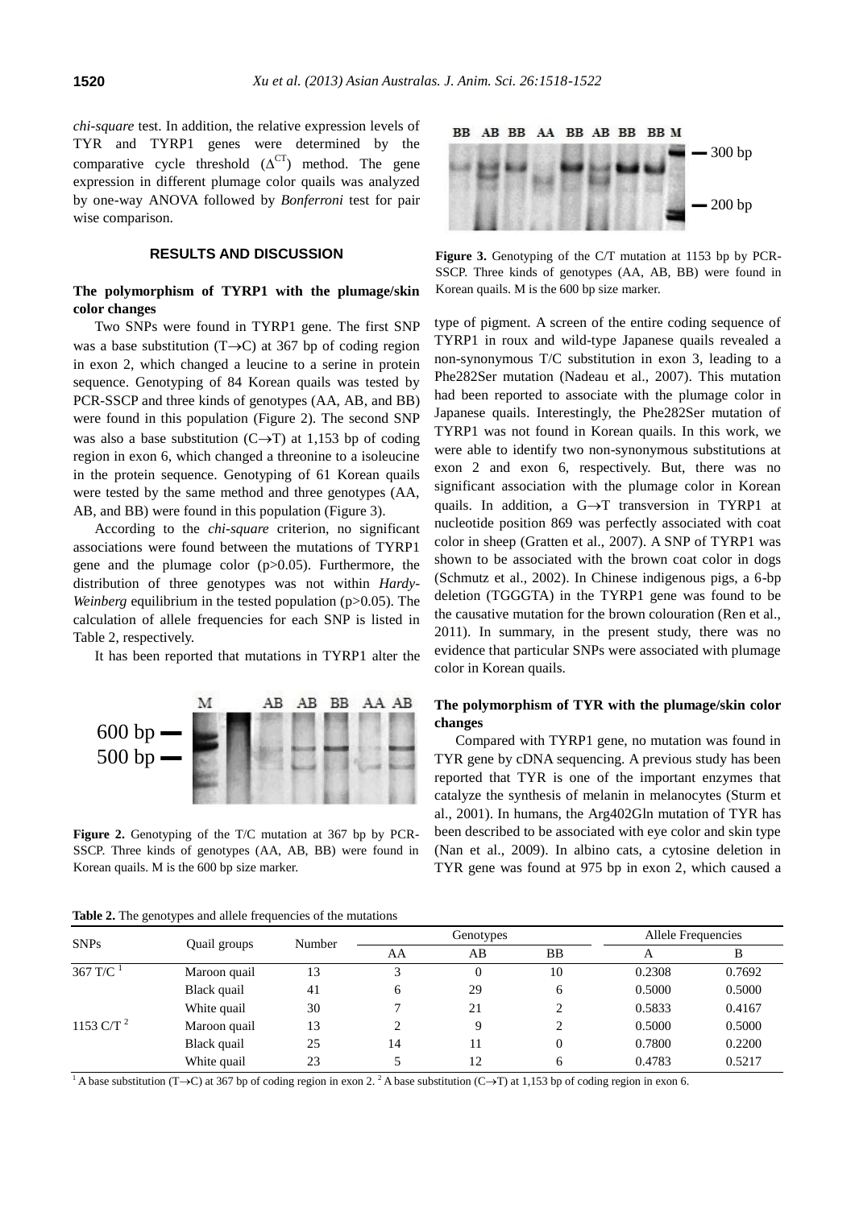*chi-square* test. In addition, the relative expression levels of TYR and TYRP1 genes were determined by the comparative cycle threshold ($\Delta^{CT}$) method. The gene expression in different plumage color quails was analyzed by one-way ANOVA followed by *Bonferroni* test for pair wise comparison.

## RESULTS AND DISCUSSION

### The polymorphism of TYRP1 with the plumage/skin color changes

Two SNPs were found in TYRP1 gene. The first SNP was a base substitution (T→C) at 367 bp of coding region in exon 2, which changed a leucine to a serine in protein sequence. Genotyping of 84 Korean quails was tested by PCR-SSCP and three kinds of genotypes (AA, AB, and BB) were found in this population (Figure 2). The second SNP was also a base substitution (C→T) at 1,153 bp of coding region in exon 6, which changed a threonine to a isoleucine in the protein sequence. Genotyping of 61 Korean quails were tested by the same method and three genotypes (AA, AB, and BB) were found in this population (Figure 3).

According to the *chi-square* criterion, no significant associations were found between the mutations of TYRP1 gene and the plumage color (p>0.05). Furthermore, the distribution of three genotypes was not within *Hardy-Weinberg* equilibrium in the tested population (p>0.05). The calculation of allele frequencies for each SNP is listed in Table 2, respectively.

It has been reported that mutations in TYRP1 alter the type of pigment. A screen of the entire coding sequence of TYRP1 in roux and wild-type Japanese quails revealed a non-synonymous T/C substitution in exon 3, leading to a Phe282Ser mutation (Nadeau et al., 2007). This mutation had been reported to associate with the plumage color in Japanese quails. Interestingly, the Phe282Ser mutation of TYRP1 was not found in Korean quails. In this work, we were able to identify two non-synonymous substitutions at exon 2 and exon 6, respectively. But, there was no significant association with the plumage color in Korean quails. In addition, a G→T transversion in TYRP1 at nucleotide position 869 was perfectly associated with coat color in sheep (Gratten et al., 2007). A SNP of TYRP1 was shown to be associated with the brown coat color in dogs (Schmutz et al., 2002). In Chinese indigenous pigs, a 6-bp deletion (TGGGTA) in the TYRP1 gene was found to be the causative mutation for the brown colouration (Ren et al., 2011). In summary, in the present study, there was no evidence that particular SNPs were associated with plumage color in Korean quails.

**Figure 2.** Genotyping of the T/C mutation at 367 bp by PCR-SSCP. Three kinds of genotypes (AA, AB, BB) were found in Korean quails. M is the 600 bp size marker.

**Figure 3.** Genotyping of the C/T mutation at 1153 bp by PCR-SSCP. Three kinds of genotypes (AA, AB, BB) were found in Korean quails. M is the 600 bp size marker.

### The polymorphism of TYR with the plumage/skin color changes

Compared with TYRP1 gene, no mutation was found in TYR gene by cDNA sequencing. A previous study has been reported that TYR is one of the important enzymes that catalyze the synthesis of melanin in melanocytes (Sturm et al., 2001). In humans, the Arg402Gln mutation of TYR has been described to be associated with eye color and skin type (Nan et al., 2009). In albino cats, a cytosine deletion in TYR gene was found at 975 bp in exon 2, which caused a

**Table 2.** The genotypes and allele frequencies of the mutations

| SNPs | Quail groups | Number | Genotypes | | | Allele Frequencies | |
|---|---|---|---|---|---|---|---|
| | | | AA | AB | BB | A | B |
| 367 T/C [1] | Maroon quail | 13 | 3 | 0 | 10 | 0.2308 | 0.7692 |
| | Black quail | 41 | 6 | 29 | 6 | 0.5000 | 0.5000 |
| | White quail | 30 | 7 | 21 | 2 | 0.5833 | 0.4167 |
| 1153 C/T [2] | Maroon quail | 13 | 2 | 9 | 2 | 0.5000 | 0.5000 |
| | Black quail | 25 | 14 | 11 | 0 | 0.7800 | 0.2200 |
| | White quail | 23 | 5 | 12 | 6 | 0.4783 | 0.5217 |

[1] A base substitution (T→C) at 367 bp of coding region in exon 2. [2] A base substitution (C→T) at 1,153 bp of coding region in exon 6.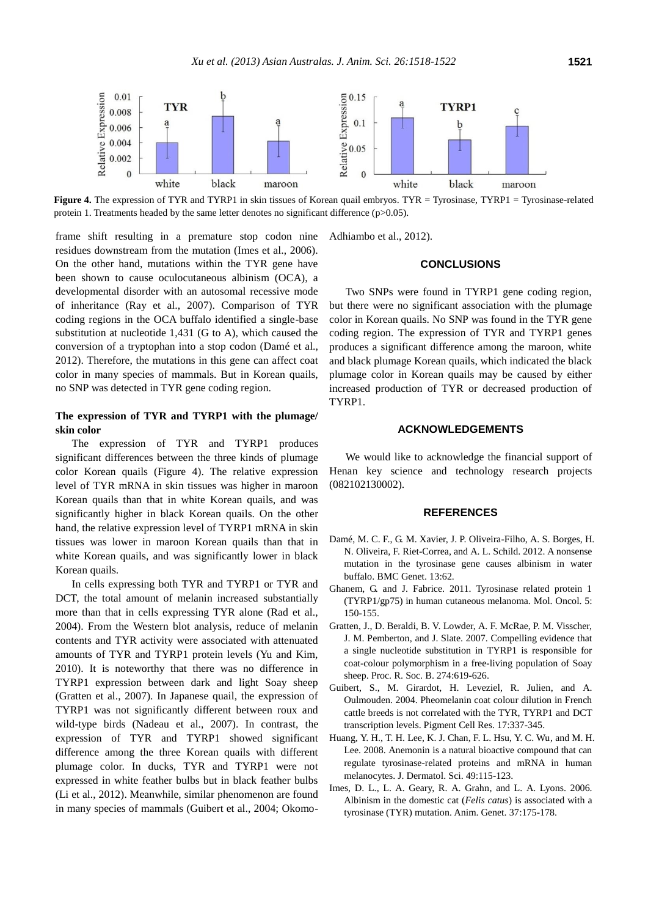Figure 4. The expression of TYR and TYRP1 in skin tissues of Korean quail embryos. TYR = Tyrosinase, TYRP1 = Tyrosinase-related protein 1. Treatments headed by the same letter denotes no significant difference (p>0.05).

frame shift resulting in a premature stop codon nine residues downstream from the mutation (Imes et al., 2006). On the other hand, mutations within the TYR gene have been shown to cause oculocutaneous albinism (OCA), a developmental disorder with an autosomal recessive mode of inheritance (Ray et al., 2007). Comparison of TYR coding regions in the OCA buffalo identified a single-base substitution at nucleotide 1,431 (G to A), which caused the conversion of a tryptophan into a stop codon (Damé et al., 2012). Therefore, the mutations in this gene can affect coat color in many species of mammals. But in Korean quails, no SNP was detected in TYR gene coding region.

### The expression of TYR and TYRP1 with the plumage/skin color

The expression of TYR and TYRP1 produces significant differences between the three kinds of plumage color Korean quails (Figure 4). The relative expression level of TYR mRNA in skin tissues was higher in maroon Korean quails than that in white Korean quails, and was significantly higher in black Korean quails. On the other hand, the relative expression level of TYRP1 mRNA in skin tissues was lower in maroon Korean quails than that in white Korean quails, and was significantly lower in black Korean quails.

In cells expressing both TYR and TYRP1 or TYR and DCT, the total amount of melanin increased substantially more than that in cells expressing TYR alone (Rad et al., 2004). From the Western blot analysis, reduce of melanin contents and TYR activity were associated with attenuated amounts of TYR and TYRP1 protein levels (Yu and Kim, 2010). It is noteworthy that there was no difference in TYRP1 expression between dark and light Soay sheep (Gratten et al., 2007). In Japanese quail, the expression of TYRP1 was not significantly different between roux and wild-type birds (Nadeau et al., 2007). In contrast, the expression of TYR and TYRP1 showed significant difference among the three Korean quails with different plumage color. In ducks, TYR and TYRP1 were not expressed in white feather bulbs but in black feather bulbs (Li et al., 2012). Meanwhile, similar phenomenon are found in many species of mammals (Guibert et al., 2004; Okomo-Adhiambo et al., 2012).

## CONCLUSIONS

Two SNPs were found in TYRP1 gene coding region, but there were no significant association with the plumage color in Korean quails. No SNP was found in the TYR gene coding region. The expression of TYR and TYRP1 genes produces a significant difference among the maroon, white and black plumage Korean quails, which indicated the black plumage color in Korean quails may be caused by either increased production of TYR or decreased production of TYRP1.

## ACKNOWLEDGEMENTS

We would like to acknowledge the financial support of Henan key science and technology research projects (082102130002).

## REFERENCES

Damé, M. C. F., G. M. Xavier, J. P. Oliveira-Filho, A. S. Borges, H. N. Oliveira, F. Riet-Correa, and A. L. Schild. 2012. A nonsense mutation in the tyrosinase gene causes albinism in water buffalo. BMC Genet. 13:62.

Ghanem, G. and J. Fabrice. 2011. Tyrosinase related protein 1 (TYRP1/gp75) in human cutaneous melanoma. Mol. Oncol. 5: 150-155.

Gratten, J., D. Beraldi, B. V. Lowder, A. F. McRae, P. M. Visscher, J. M. Pemberton, and J. Slate. 2007. Compelling evidence that a single nucleotide substitution in TYRP1 is responsible for coat-colour polymorphism in a free-living population of Soay sheep. Proc. R. Soc. B. 274:619-626.

Guibert, S., M. Girardot, H. Leveziel, R. Julien, and A. Oulmouden. 2004. Pheomelanin coat colour dilution in French cattle breeds is not correlated with the TYR, TYRP1 and DCT transcription levels. Pigment Cell Res. 17:337-345.

Huang, Y. H., T. H. Lee, K. J. Chan, F. L. Hsu, Y. C. Wu, and M. H. Lee. 2008. Anemonin is a natural bioactive compound that can regulate tyrosinase-related proteins and mRNA in human melanocytes. J. Dermatol. Sci. 49:115-123.

Imes, D. L., L. A. Geary, R. A. Grahn, and L. A. Lyons. 2006. Albinism in the domestic cat (*Felis catus*) is associated with a tyrosinase (TYR) mutation. Anim. Genet. 37:175-178.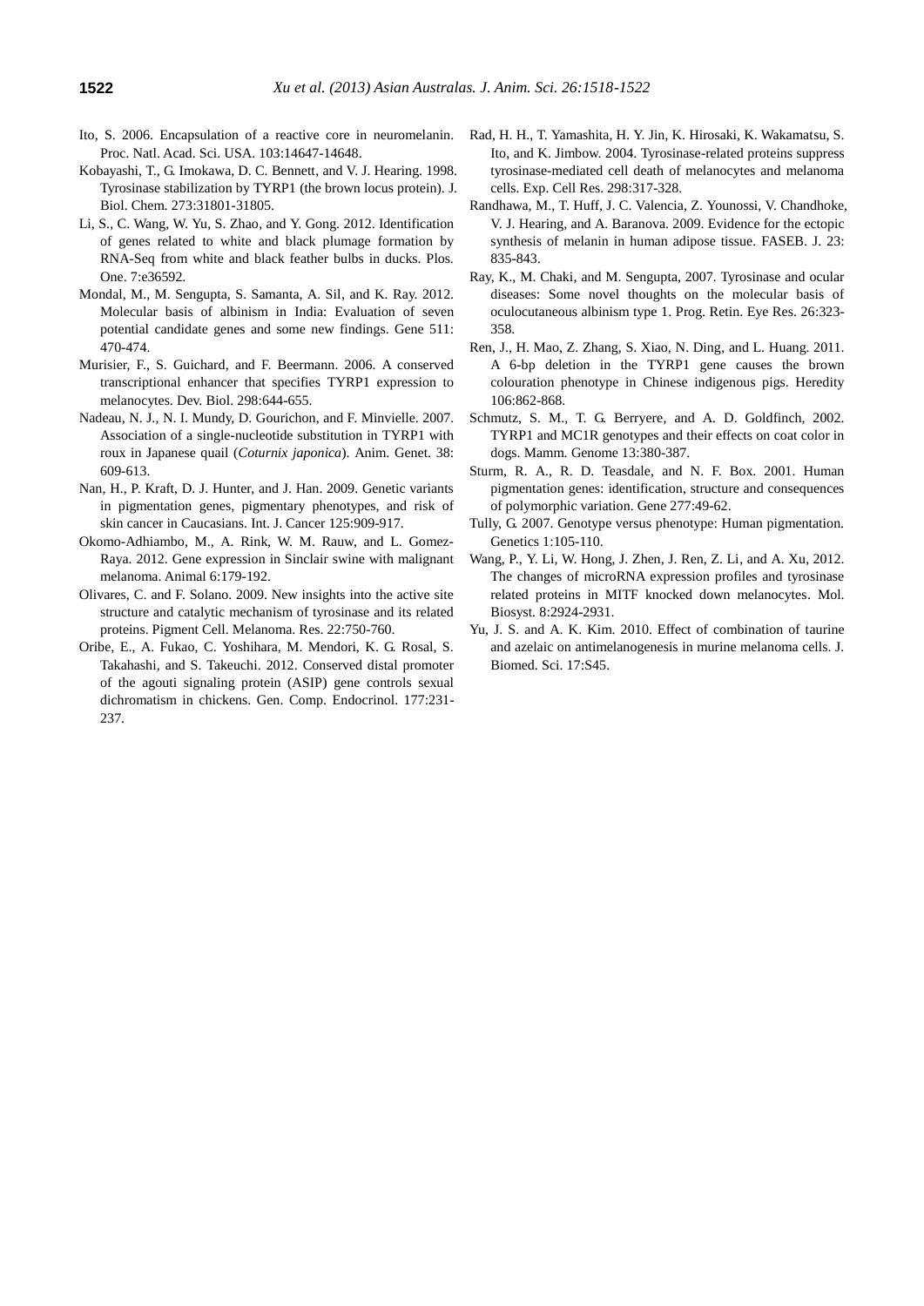Ito, S. 2006. Encapsulation of a reactive core in neuromelanin. Proc. Natl. Acad. Sci. USA. 103:14647-14648.

Kobayashi, T., G. Imokawa, D. C. Bennett, and V. J. Hearing. 1998. Tyrosinase stabilization by TYRP1 (the brown locus protein). J. Biol. Chem. 273:31801-31805.

Li, S., C. Wang, W. Yu, S. Zhao, and Y. Gong. 2012. Identification of genes related to white and black plumage formation by RNA-Seq from white and black feather bulbs in ducks. Plos. One. 7:e36592.

Mondal, M., M. Sengupta, S. Samanta, A. Sil, and K. Ray. 2012. Molecular basis of albinism in India: Evaluation of seven potential candidate genes and some new findings. Gene 511: 470-474.

Murisier, F., S. Guichard, and F. Beermann. 2006. A conserved transcriptional enhancer that specifies TYRP1 expression to melanocytes. Dev. Biol. 298:644-655.

Nadeau, N. J., N. I. Mundy, D. Gourichon, and F. Minvielle. 2007. Association of a single-nucleotide substitution in TYRP1 with roux in Japanese quail (*Coturnix japonica*). Anim. Genet. 38: 609-613.

Nan, H., P. Kraft, D. J. Hunter, and J. Han. 2009. Genetic variants in pigmentation genes, pigmentary phenotypes, and risk of skin cancer in Caucasians. Int. J. Cancer 125:909-917.

Okomo-Adhiambo, M., A. Rink, W. M. Rauw, and L. Gomez-Raya. 2012. Gene expression in Sinclair swine with malignant melanoma. Animal 6:179-192.

Olivares, C. and F. Solano. 2009. New insights into the active site structure and catalytic mechanism of tyrosinase and its related proteins. Pigment Cell. Melanoma. Res. 22:750-760.

Oribe, E., A. Fukao, C. Yoshihara, M. Mendori, K. G. Rosal, S. Takahashi, and S. Takeuchi. 2012. Conserved distal promoter of the agouti signaling protein (ASIP) gene controls sexual dichromatism in chickens. Gen. Comp. Endocrinol. 177:231-237.

Rad, H. H., T. Yamashita, H. Y. Jin, K. Hirosaki, K. Wakamatsu, S. Ito, and K. Jimbow. 2004. Tyrosinase-related proteins suppress tyrosinase-mediated cell death of melanocytes and melanoma cells. Exp. Cell Res. 298:317-328.

Randhawa, M., T. Huff, J. C. Valencia, Z. Younossi, V. Chandhoke, V. J. Hearing, and A. Baranova. 2009. Evidence for the ectopic synthesis of melanin in human adipose tissue. FASEB. J. 23: 835-843.

Ray, K., M. Chaki, and M. Sengupta, 2007. Tyrosinase and ocular diseases: Some novel thoughts on the molecular basis of oculocutaneous albinism type 1. Prog. Retin. Eye Res. 26:323-358.

Ren, J., H. Mao, Z. Zhang, S. Xiao, N. Ding, and L. Huang. 2011. A 6-bp deletion in the TYRP1 gene causes the brown colouration phenotype in Chinese indigenous pigs. Heredity 106:862-868.

Schmutz, S. M., T. G. Berryere, and A. D. Goldfinch, 2002. TYRP1 and MC1R genotypes and their effects on coat color in dogs. Mamm. Genome 13:380-387.

Sturm, R. A., R. D. Teasdale, and N. F. Box. 2001. Human pigmentation genes: identification, structure and consequences of polymorphic variation. Gene 277:49-62.

Tully, G. 2007. Genotype versus phenotype: Human pigmentation. Genetics 1:105-110.

Wang, P., Y. Li, W. Hong, J. Zhen, J. Ren, Z. Li, and A. Xu, 2012. The changes of microRNA expression profiles and tyrosinase related proteins in MITF knocked down melanocytes. Mol. Biosyst. 8:2924-2931.

Yu, J. S. and A. K. Kim. 2010. Effect of combination of taurine and azelaic on antimelanogenesis in murine melanoma cells. J. Biomed. Sci. 17:S45.